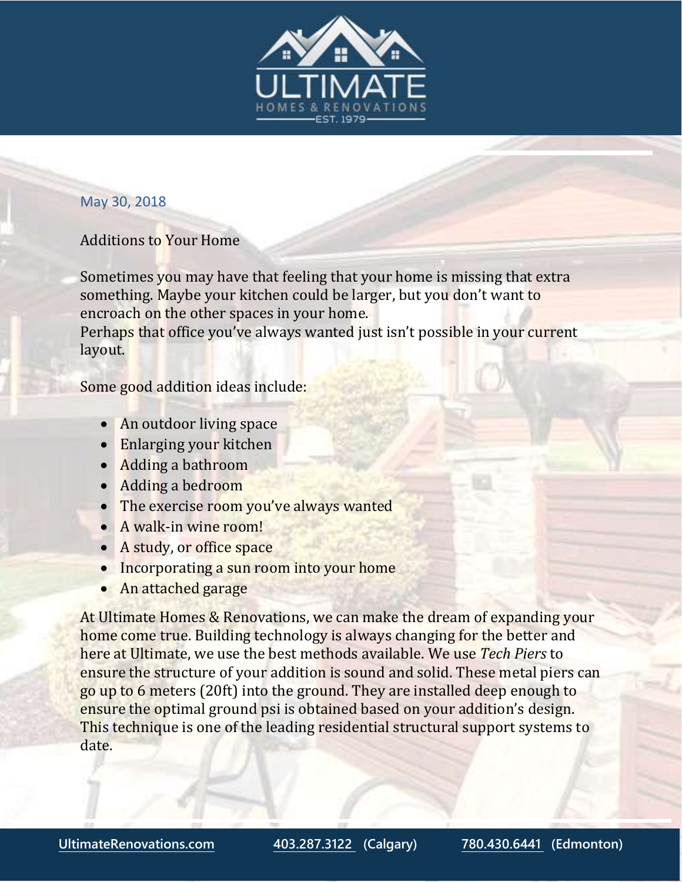ULTIMATE
HOMES & RENOVATIONS
EST. 1979

May 30, 2018

Additions to Your Home

Sometimes you may have that feeling that your home is missing that extra something. Maybe your kitchen could be larger, but you don't want to encroach on the other spaces in your home.
Perhaps that office you've always wanted just isn't possible in your current layout.

Some good addition ideas include:

- An outdoor living space
- Enlarging your kitchen
- Adding a bathroom
- Adding a bedroom
- The exercise room you've always wanted
- A walk-in wine room!
- A study, or office space
- Incorporating a sun room into your home
- An attached garage

At Ultimate Homes & Renovations, we can make the dream of expanding your home come true. Building technology is always changing for the better and here at Ultimate, we use the best methods available. We use *Tech Piers* to ensure the structure of your addition is sound and solid. These metal piers can go up to 6 meters (20ft) into the ground. They are installed deep enough to ensure the optimal ground psi is obtained based on your addition's design. This technique is one of the leading residential structural support systems to date.

UltimateRenovations.com    403.287.3122 (Calgary)    780.430.6441 (Edmonton)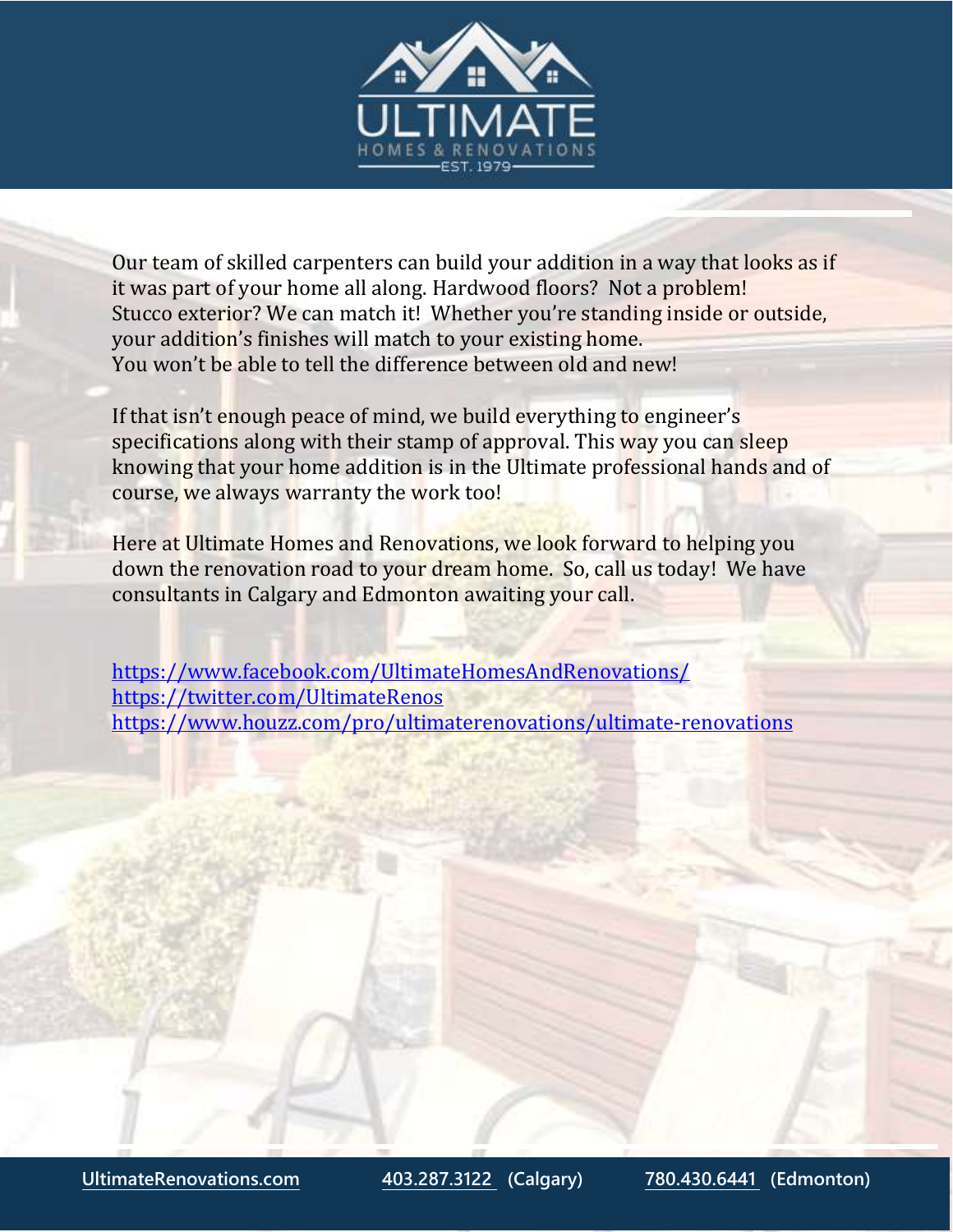Our team of skilled carpenters can build your addition in a way that looks as if it was part of your home all along. Hardwood floors? Not a problem! Stucco exterior? We can match it! Whether you're standing inside or outside, your addition's finishes will match to your existing home.
You won't be able to tell the difference between old and new!

If that isn't enough peace of mind, we build everything to engineer's specifications along with their stamp of approval. This way you can sleep knowing that your home addition is in the Ultimate professional hands and of course, we always warranty the work too!

Here at Ultimate Homes and Renovations, we look forward to helping you down the renovation road to your dream home. So, call us today! We have consultants in Calgary and Edmonton awaiting your call.

https://www.facebook.com/UltimateHomesAndRenovations/
https://twitter.com/UltimateRenos
https://www.houzz.com/pro/ultimaterenovations/ultimate-renovations

**UltimateRenovations.com** **403.287.3122 (Calgary)** **780.430.6441 (Edmonton)**